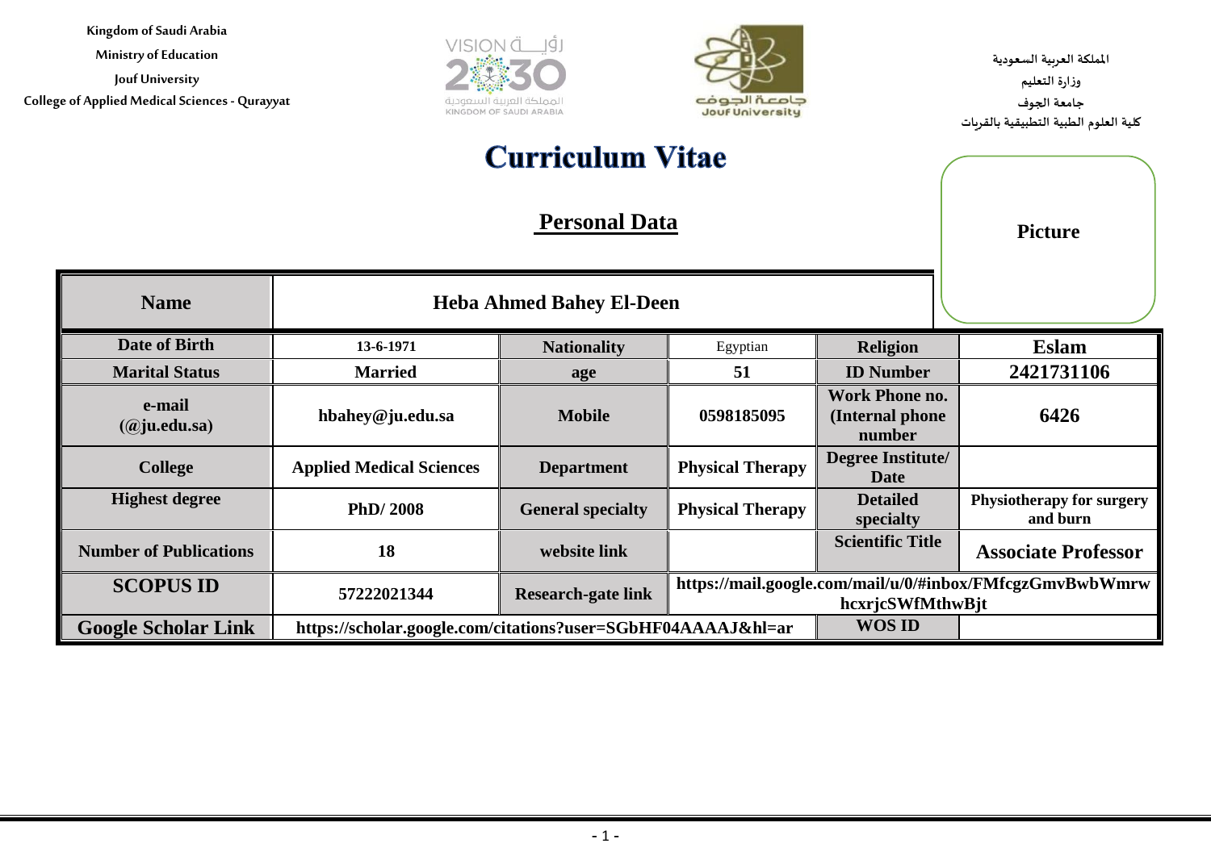Kingdom of Saudi Arabia
Ministry of Education
Jouf University
College of Applied Medical Sciences - Qurayyat

المملكة العربية السعودية
وزارة التعليم
جامعة الجوف
كلية العلوم الطبية التطبيقية بالقريات

# Curriculum Vitae

## Personal Data

Picture

| Name | Heba Ahmed Bahey El-Deen | | | | |
|---|---|---|---|---|---|
| Date of Birth | 13-6-1971 | Nationality | Egyptian | Religion | Eslam |
| Marital Status | Married | age | 51 | ID Number | 2421731106 |
| e-mail (@ju.edu.sa) | hbahey@ju.edu.sa | Mobile | 0598185095 | Work Phone no. (Internal phone number | 6426 |
| College | Applied Medical Sciences | Department | Physical Therapy | Degree Institute/ Date | |
| Highest degree | PhD/ 2008 | General specialty | Physical Therapy | Detailed specialty | Physiotherapy for surgery and burn |
| Number of Publications | 18 | website link | | Scientific Title | Associate Professor |
| SCOPUS ID | 57222021344 | Research-gate link | https://mail.google.com/mail/u/0/#inbox/FMfcgzGmvBwbWmrwhcxrjcSWfMthwBjt | | |
| Google Scholar Link | https://scholar.google.com/citations?user=SGbHF04AAAAJ&hl=ar | | | WOS ID | |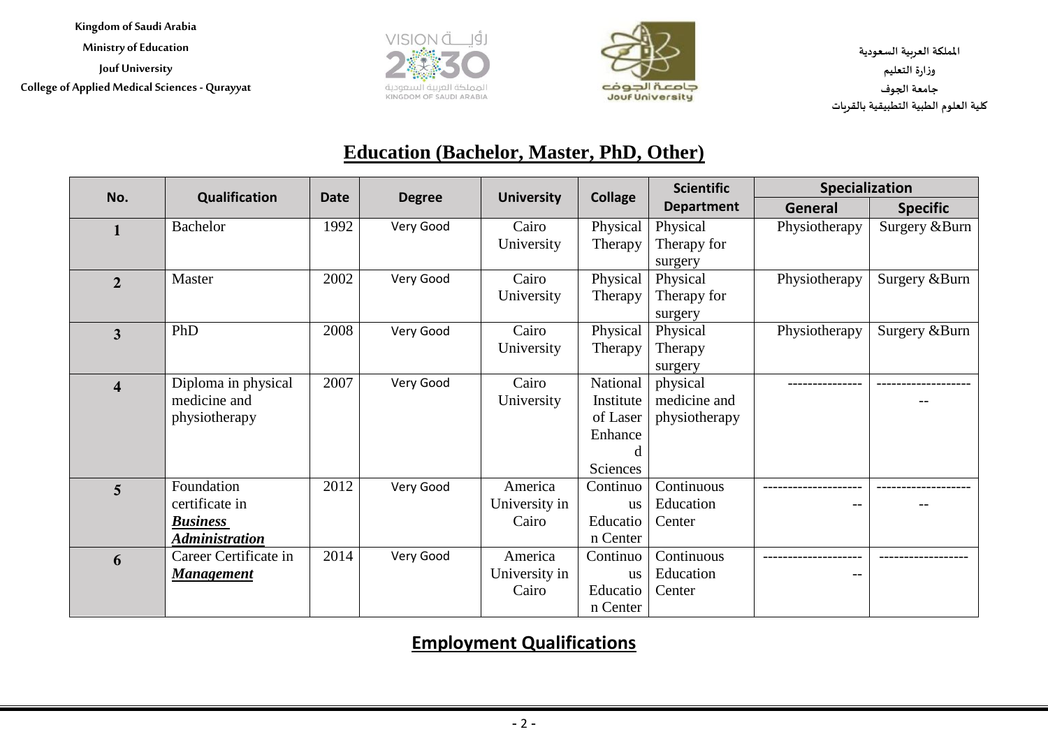## Education (Bachelor, Master, PhD, Other)

| No. | Qualification | Date | Degree | University | Collage | Scientific Department | Specialization | |
|---|---|---|---|---|---|---|---|---|
| | | | | | | | General | Specific |
| **1** | Bachelor | 1992 | Very Good | Cairo University | Physical Therapy | Physical Therapy for surgery | Physiotherapy | Surgery &Burn |
| **2** | Master | 2002 | Very Good | Cairo University | Physical Therapy | Physical Therapy for surgery | Physiotherapy | Surgery &Burn |
| **3** | PhD | 2008 | Very Good | Cairo University | Physical Therapy | Physical Therapy surgery | Physiotherapy | Surgery &Burn |
| **4** | Diploma in physical medicine and physiotherapy | 2007 | Very Good | Cairo University | National Institute of Laser Enhanced Sciences | physical medicine and physiotherapy | ---------------- | --------------------- |
| **5** | Foundation certificate in ***Business Administration*** | 2012 | Very Good | America University in Cairo | Continuous Education Center | Continuous Education Center | ---------------------- | --------------------- |
| **6** | Career Certificate in ***Management*** | 2014 | Very Good | America University in Cairo | Continuous Education Center | Continuous Education Center | ---------------------- | ------------------ |

## Employment Qualifications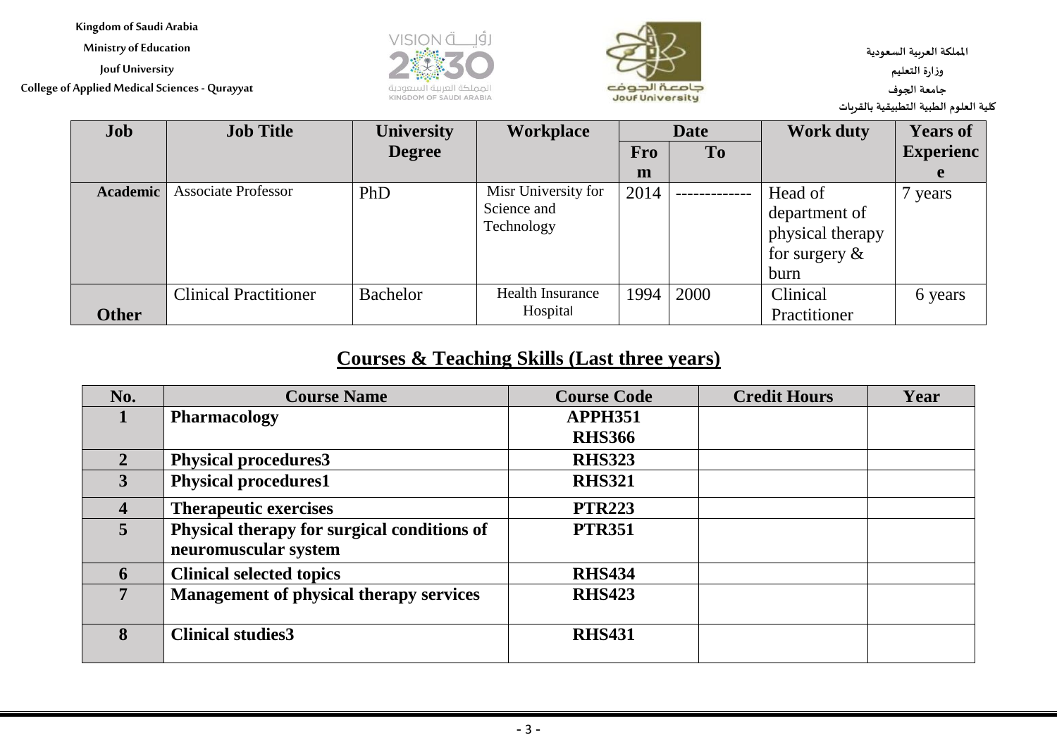| Job | Job Title | University Degree | Workplace | Date | | Work duty | Years of Experience |
|---|---|---|---|---|---|---|---|
| | | | | From | To | | |
| Academic | Associate Professor | PhD | Misr University for Science and Technology | 2014 | ------------- | Head of department of physical therapy for surgery & burn | 7 years |
| Other | Clinical Practitioner | Bachelor | Health Insurance Hospital | 1994 | 2000 | Clinical Practitioner | 6 years |

## Courses & Teaching Skills (Last three years)

| No. | Course Name | Course Code | Credit Hours | Year |
|---|---|---|---|---|
| 1 | **Pharmacology** | **APPH351 RHS366** | | |
| 2 | **Physical procedures3** | **RHS323** | | |
| 3 | **Physical procedures1** | **RHS321** | | |
| 4 | **Therapeutic exercises** | **PTR223** | | |
| 5 | **Physical therapy for surgical conditions of neuromuscular system** | **PTR351** | | |
| 6 | **Clinical selected topics** | **RHS434** | | |
| 7 | **Management of physical therapy services** | **RHS423** | | |
| 8 | **Clinical studies3** | **RHS431** | | |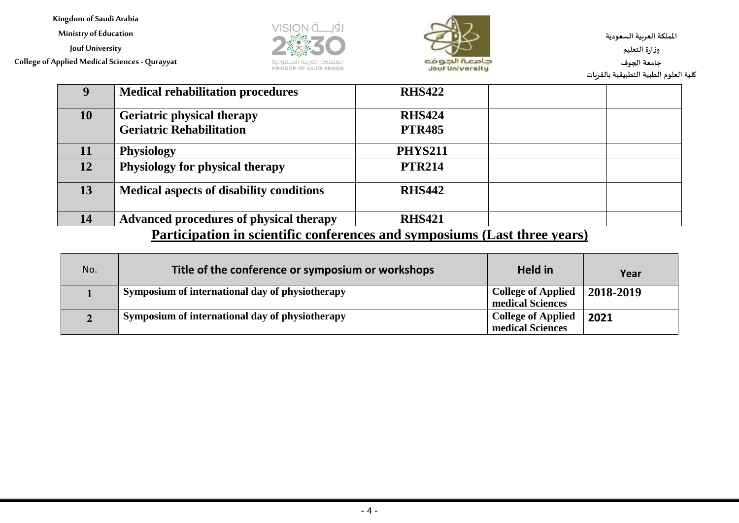| 9 | Medical rehabilitation procedures | RHS422 | | |
|---|---|---|---|---|
| 10 | Geriatric physical therapy<br>Geriatric Rehabilitation | RHS424<br>PTR485 | | |
| 11 | Physiology | PHYS211 | | |
| 12 | Physiology for physical therapy | PTR214 | | |
| 13 | Medical aspects of disability conditions | RHS442 | | |
| 14 | Advanced procedures of physical therapy | RHS421 | | |

## Participation in scientific conferences and symposiums (Last three years)

| No. | Title of the conference or symposium or workshops | Held in | Year |
|---|---|---|---|
| 1 | Symposium of international day of physiotherapy | College of Applied medical Sciences | 2018-2019 |
| 2 | Symposium of international day of physiotherapy | College of Applied medical Sciences | 2021 |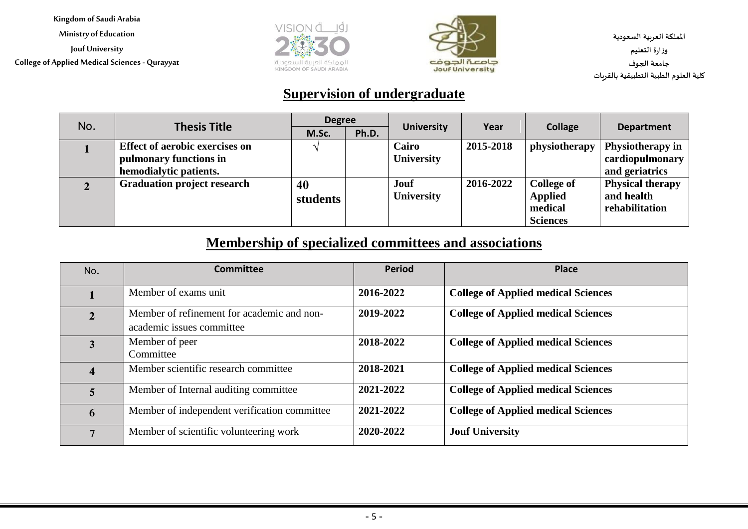Kingdom of Saudi Arabia
Ministry of Education
Jouf University
College of Applied Medical Sciences - Qurayyat

المملكة العربية السعودية
وزارة التعليم
جامعة الجوف
كلية العلوم الطبية التطبيقية بالقريات

## Supervision of undergraduate

| No. | Thesis Title | Degree | | University | Year | Collage | Department |
|---|---|---|---|---|---|---|---|
| | | M.Sc. | Ph.D. | | | | |
| **1** | **Effect of aerobic exercises on pulmonary functions in hemodialytic patients.** | √ | | **Cairo University** | **2015-2018** | **physiotherapy** | **Physiotherapy in cardiopulmonary and geriatrics** |
| **2** | **Graduation project research** | **40 students** | | **Jouf University** | **2016-2022** | **College of Applied medical Sciences** | **Physical therapy and health rehabilitation** |

## Membership of specialized committees and associations

| No. | Committee | Period | Place |
|---|---|---|---|
| **1** | Member of exams unit | **2016-2022** | **College of Applied medical Sciences** |
| **2** | Member of refinement for academic and non-academic issues committee | **2019-2022** | **College of Applied medical Sciences** |
| **3** | Member of peer Committee | **2018-2022** | **College of Applied medical Sciences** |
| **4** | Member scientific research committee | **2018-2021** | **College of Applied medical Sciences** |
| **5** | Member of Internal auditing committee | **2021-2022** | **College of Applied medical Sciences** |
| **6** | Member of independent verification committee | **2021-2022** | **College of Applied medical Sciences** |
| **7** | Member of scientific volunteering work | **2020-2022** | **Jouf University** |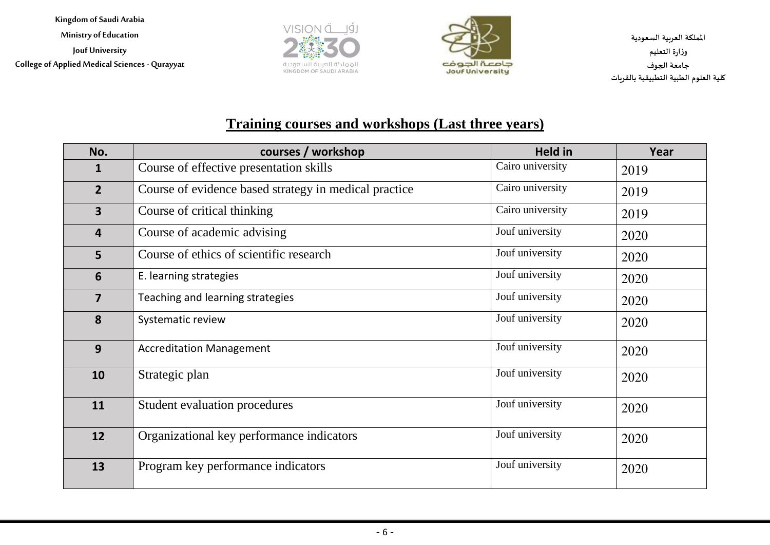## Training courses and workshops (Last three years)

| No. | courses / workshop | Held in | Year |
|---|---|---|---|
| 1 | Course of effective presentation skills | Cairo university | 2019 |
| 2 | Course of evidence based strategy in medical practice | Cairo university | 2019 |
| 3 | Course of critical thinking | Cairo university | 2019 |
| 4 | Course of academic advising | Jouf university | 2020 |
| 5 | Course of ethics of scientific research | Jouf university | 2020 |
| 6 | E. learning strategies | Jouf university | 2020 |
| 7 | Teaching and learning strategies | Jouf university | 2020 |
| 8 | Systematic review | Jouf university | 2020 |
| 9 | Accreditation Management | Jouf university | 2020 |
| 10 | Strategic plan | Jouf university | 2020 |
| 11 | Student evaluation procedures | Jouf university | 2020 |
| 12 | Organizational key performance indicators | Jouf university | 2020 |
| 13 | Program key performance indicators | Jouf university | 2020 |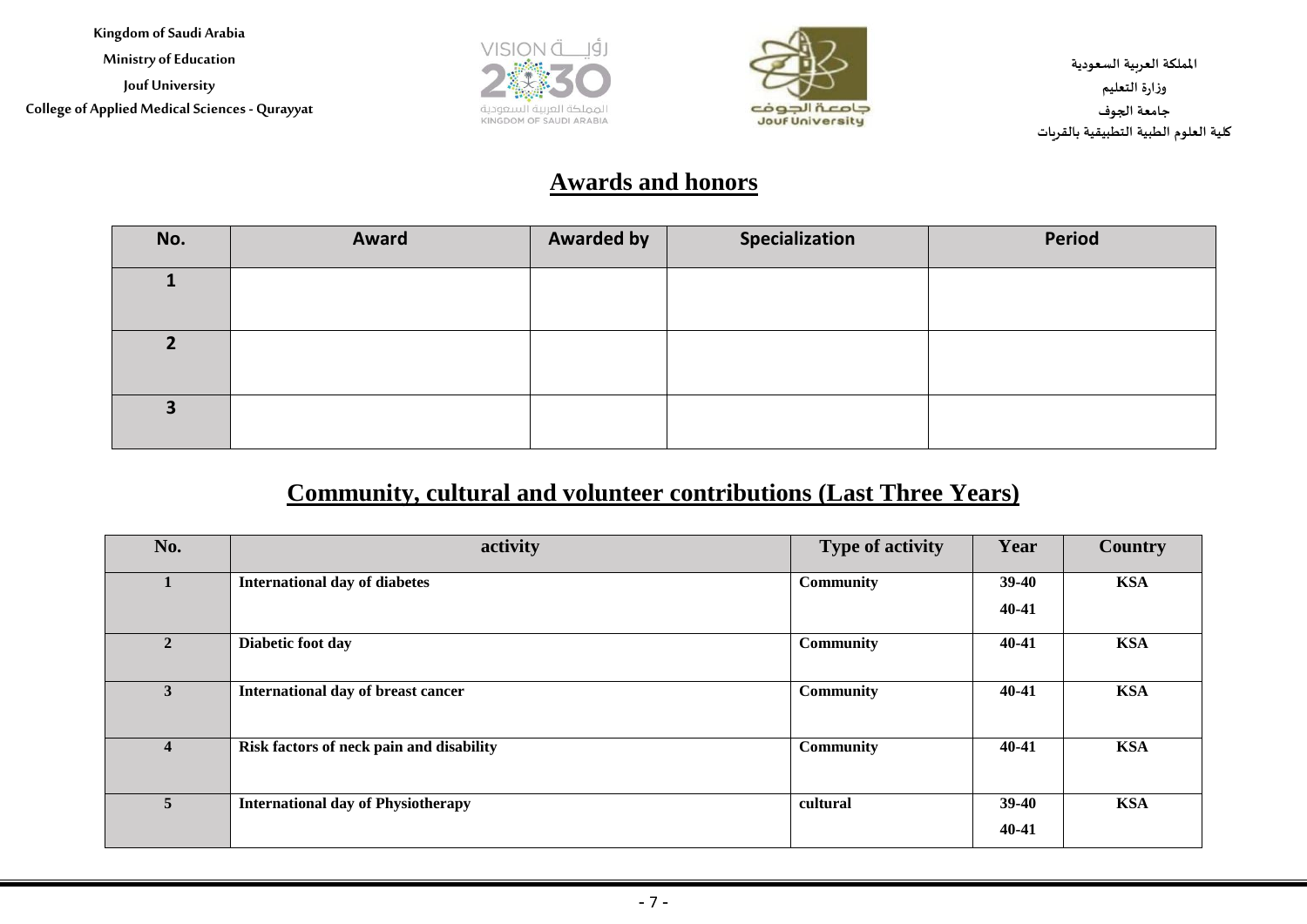Kingdom of Saudi Arabia
Ministry of Education
Jouf University
College of Applied Medical Sciences - Qurayyat

المملكة العربية السعودية
وزارة التعليم
جامعة الجوف
كلية العلوم الطبية التطبيقية بالقريات

## Awards and honors

| No. | Award | Awarded by | Specialization | Period |
|---|---|---|---|---|
| 1 | | | | |
| 2 | | | | |
| 3 | | | | |

## Community, cultural and volunteer contributions (Last Three Years)

| No. | activity | Type of activity | Year | Country |
|---|---|---|---|---|
| 1 | International day of diabetes | Community | 39-40 40-41 | KSA |
| 2 | Diabetic foot day | Community | 40-41 | KSA |
| 3 | International day of breast cancer | Community | 40-41 | KSA |
| 4 | Risk factors of neck pain and disability | Community | 40-41 | KSA |
| 5 | International day of Physiotherapy | cultural | 39-40 40-41 | KSA |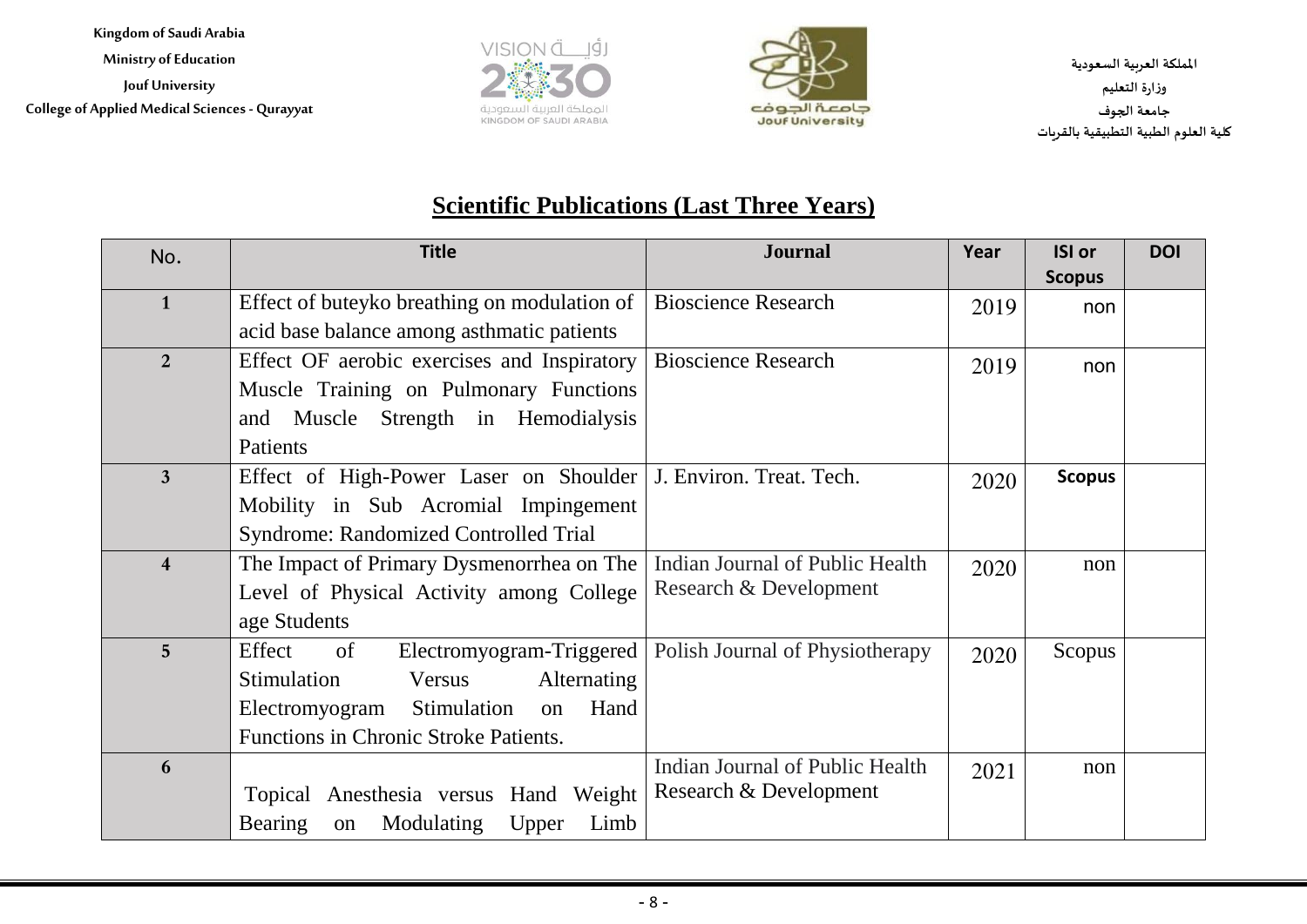Kingdom of Saudi Arabia
Ministry of Education
Jouf University
College of Applied Medical Sciences - Qurayyat

المملكة العربية السعودية
وزارة التعليم
جامعة الجوف
كلية العلوم الطبية التطبيقية بالقريات

## Scientific Publications (Last Three Years)

| No. | Title | Journal | Year | ISI or Scopus | DOI |
|---|---|---|---|---|---|
| **1** | Effect of buteyko breathing on modulation of acid base balance among asthmatic patients | Bioscience Research | 2019 | non | |
| **2** | Effect OF aerobic exercises and Inspiratory Muscle Training on Pulmonary Functions and Muscle Strength in Hemodialysis Patients | Bioscience Research | 2019 | non | |
| **3** | Effect of High-Power Laser on Shoulder Mobility in Sub Acromial Impingement Syndrome: Randomized Controlled Trial | J. Environ. Treat. Tech. | 2020 | **Scopus** | |
| **4** | The Impact of Primary Dysmenorrhea on The Level of Physical Activity among College age Students | Indian Journal of Public Health Research & Development | 2020 | non | |
| **5** | Effect of Electromyogram-Triggered Stimulation Versus Alternating Electromyogram Stimulation on Hand Functions in Chronic Stroke Patients. | Polish Journal of Physiotherapy | 2020 | Scopus | |
| **6** | Topical Anesthesia versus Hand Weight Bearing on Modulating Upper Limb | Indian Journal of Public Health Research & Development | 2021 | non | |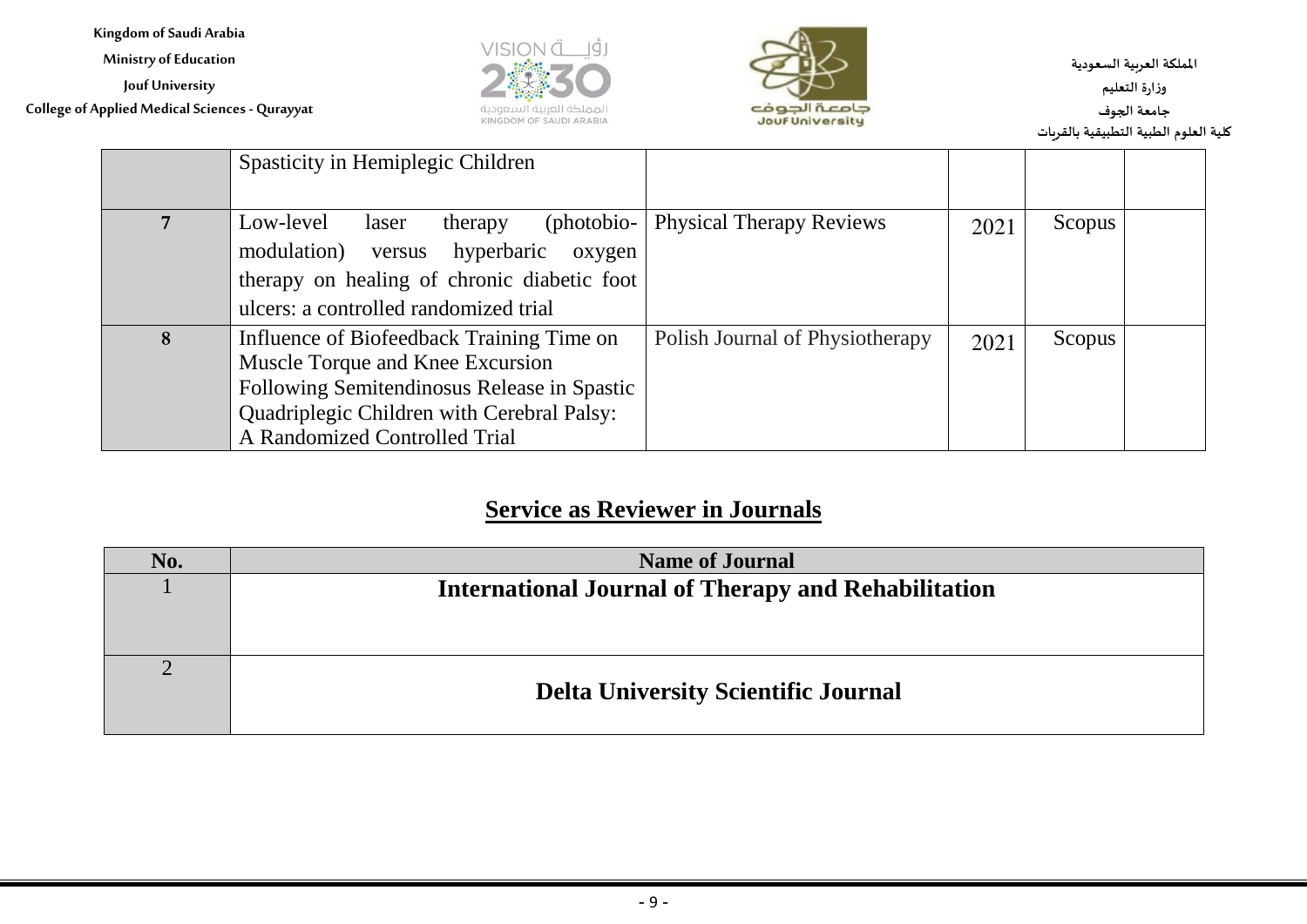| | | | | | |
|---|---|---|---|---|---|
| | Spasticity in Hemiplegic Children | | | | |
| **7** | Low-level laser therapy (photobio-modulation) versus hyperbaric oxygen therapy on healing of chronic diabetic foot ulcers: a controlled randomized trial | Physical Therapy Reviews | 2021 | Scopus | |
| **8** | Influence of Biofeedback Training Time on Muscle Torque and Knee Excursion Following Semitendinosus Release in Spastic Quadriplegic Children with Cerebral Palsy: A Randomized Controlled Trial | Polish Journal of Physiotherapy | 2021 | Scopus | |

## Service as Reviewer in Journals

| No. | Name of Journal |
|---|---|
| 1 | **International Journal of Therapy and Rehabilitation** |
| 2 | **Delta University Scientific Journal** |